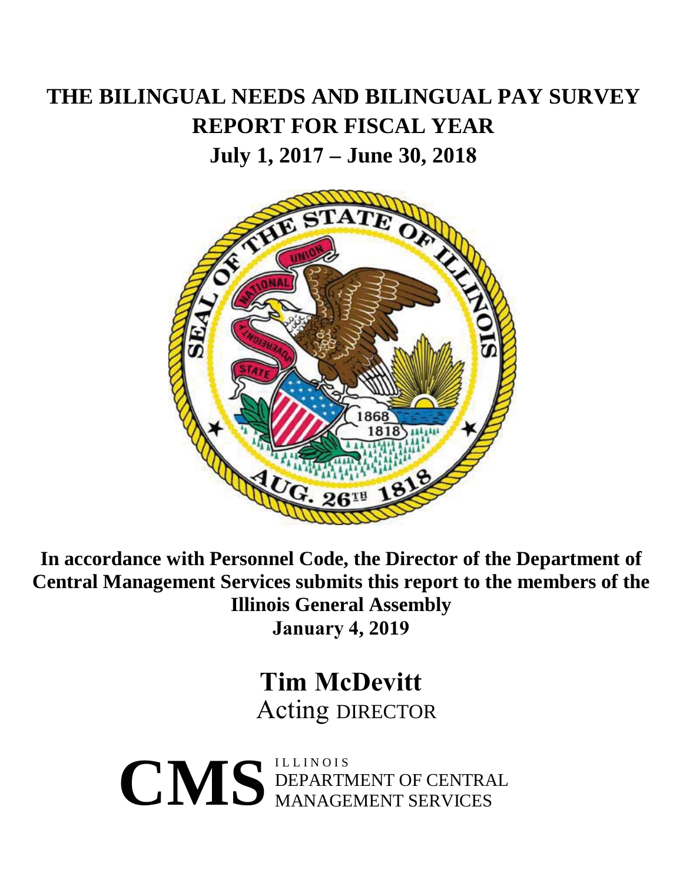# THE BILINGUAL NEEDS AND BILINGUAL PAY SURVEY REPORT FOR FISCAL YEAR

## July 1, 2017 – June 30, 2018

**In accordance with Personnel Code, the Director of the Department of Central Management Services submits this report to the members of the Illinois General Assembly**

**January 4, 2019**

**Tim McDevitt**

Acting DIRECTOR

**CMS** ILLINOIS DEPARTMENT OF CENTRAL MANAGEMENT SERVICES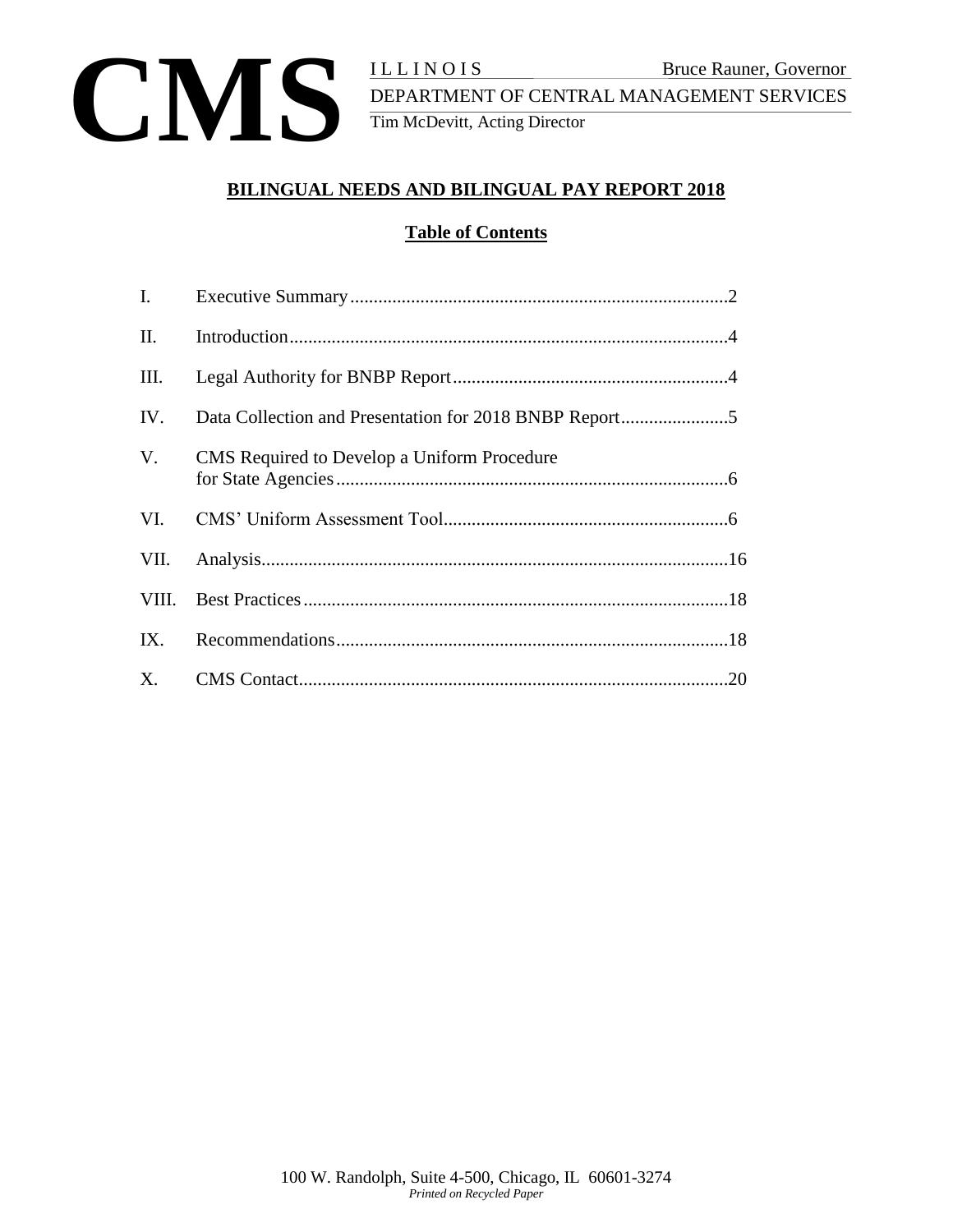**CMS**

ILLINOIS Bruce Rauner, Governor

DEPARTMENT OF CENTRAL MANAGEMENT SERVICES

Tim McDevitt, Acting Director

## BILINGUAL NEEDS AND BILINGUAL PAY REPORT 2018

### Table of Contents

| | | |
|---|---|---|
| I. | Executive Summary | 2 |
| II. | Introduction | 4 |
| III. | Legal Authority for BNBP Report | 4 |
| IV. | Data Collection and Presentation for 2018 BNBP Report | 5 |
| V. | CMS Required to Develop a Uniform Procedure for State Agencies | 6 |
| VI. | CMS' Uniform Assessment Tool | 6 |
| VII. | Analysis | 16 |
| VIII. | Best Practices | 18 |
| IX. | Recommendations | 18 |
| X. | CMS Contact | 20 |

100 W. Randolph, Suite 4-500, Chicago, IL 60601-3274

*Printed on Recycled Paper*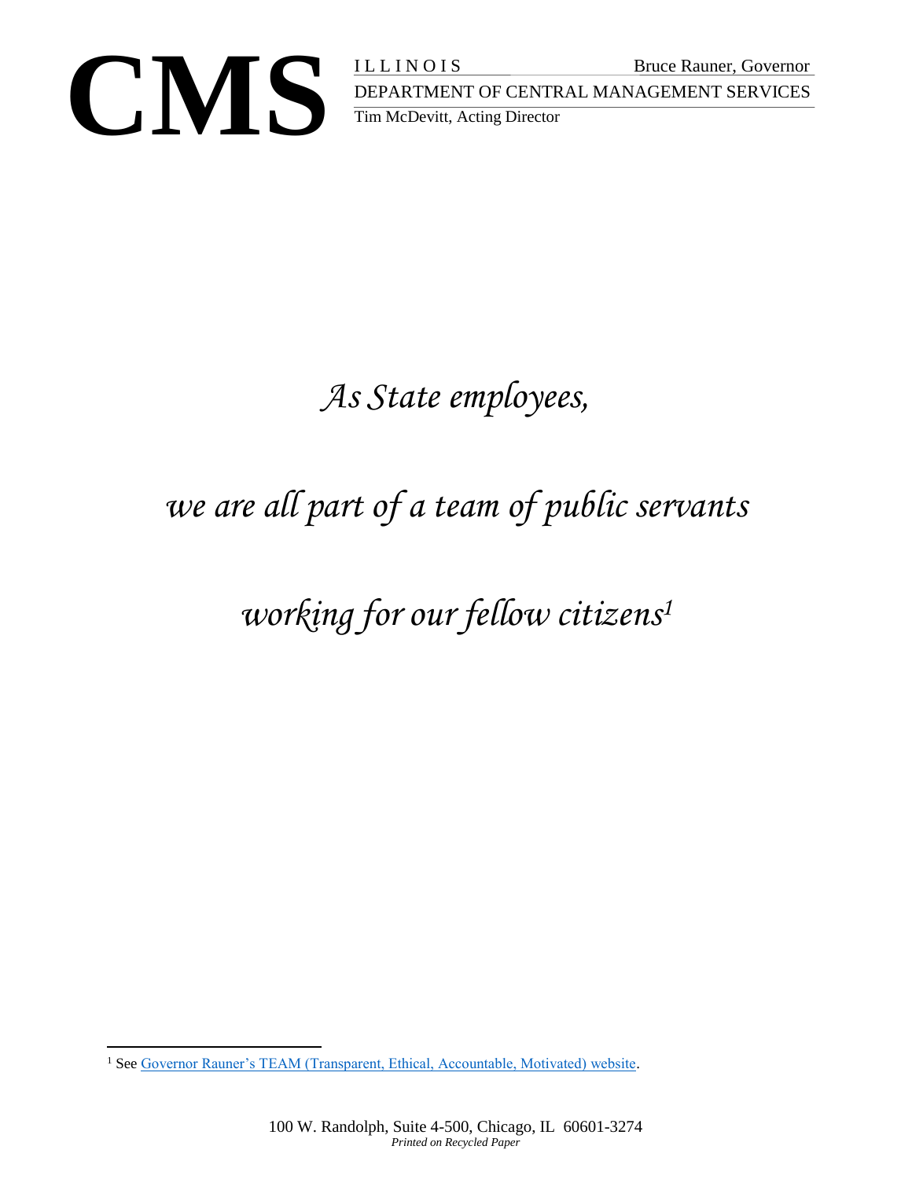**CMS** ILLINOIS Bruce Rauner, Governor
DEPARTMENT OF CENTRAL MANAGEMENT SERVICES
Tim McDevitt, Acting Director

*As State employees,*

*we are all part of a team of public servants*

*working for our fellow citizens*[1]

[1] See Governor Rauner's TEAM (Transparent, Ethical, Accountable, Motivated) website.

100 W. Randolph, Suite 4-500, Chicago, IL 60601-3274
*Printed on Recycled Paper*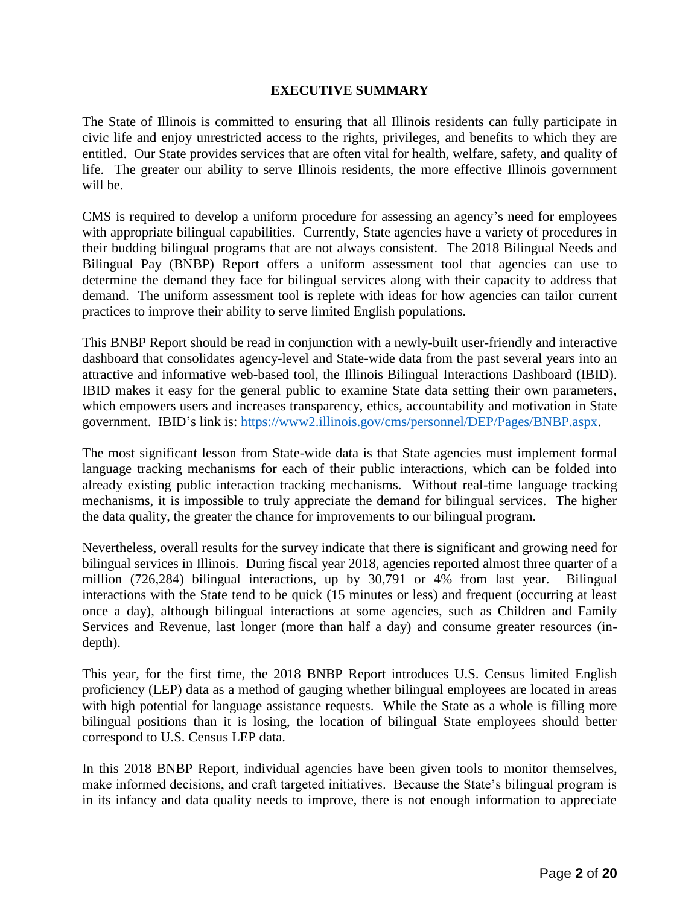## EXECUTIVE SUMMARY

The State of Illinois is committed to ensuring that all Illinois residents can fully participate in civic life and enjoy unrestricted access to the rights, privileges, and benefits to which they are entitled. Our State provides services that are often vital for health, welfare, safety, and quality of life. The greater our ability to serve Illinois residents, the more effective Illinois government will be.

CMS is required to develop a uniform procedure for assessing an agency's need for employees with appropriate bilingual capabilities. Currently, State agencies have a variety of procedures in their budding bilingual programs that are not always consistent. The 2018 Bilingual Needs and Bilingual Pay (BNBP) Report offers a uniform assessment tool that agencies can use to determine the demand they face for bilingual services along with their capacity to address that demand. The uniform assessment tool is replete with ideas for how agencies can tailor current practices to improve their ability to serve limited English populations.

This BNBP Report should be read in conjunction with a newly-built user-friendly and interactive dashboard that consolidates agency-level and State-wide data from the past several years into an attractive and informative web-based tool, the Illinois Bilingual Interactions Dashboard (IBID). IBID makes it easy for the general public to examine State data setting their own parameters, which empowers users and increases transparency, ethics, accountability and motivation in State government. IBID's link is: [https://www2.illinois.gov/cms/personnel/DEP/Pages/BNBP.aspx](https://www2.illinois.gov/cms/personnel/DEP/Pages/BNBP.aspx).

The most significant lesson from State-wide data is that State agencies must implement formal language tracking mechanisms for each of their public interactions, which can be folded into already existing public interaction tracking mechanisms. Without real-time language tracking mechanisms, it is impossible to truly appreciate the demand for bilingual services. The higher the data quality, the greater the chance for improvements to our bilingual program.

Nevertheless, overall results for the survey indicate that there is significant and growing need for bilingual services in Illinois. During fiscal year 2018, agencies reported almost three quarter of a million (726,284) bilingual interactions, up by 30,791 or 4% from last year. Bilingual interactions with the State tend to be quick (15 minutes or less) and frequent (occurring at least once a day), although bilingual interactions at some agencies, such as Children and Family Services and Revenue, last longer (more than half a day) and consume greater resources (in-depth).

This year, for the first time, the 2018 BNBP Report introduces U.S. Census limited English proficiency (LEP) data as a method of gauging whether bilingual employees are located in areas with high potential for language assistance requests. While the State as a whole is filling more bilingual positions than it is losing, the location of bilingual State employees should better correspond to U.S. Census LEP data.

In this 2018 BNBP Report, individual agencies have been given tools to monitor themselves, make informed decisions, and craft targeted initiatives. Because the State's bilingual program is in its infancy and data quality needs to improve, there is not enough information to appreciate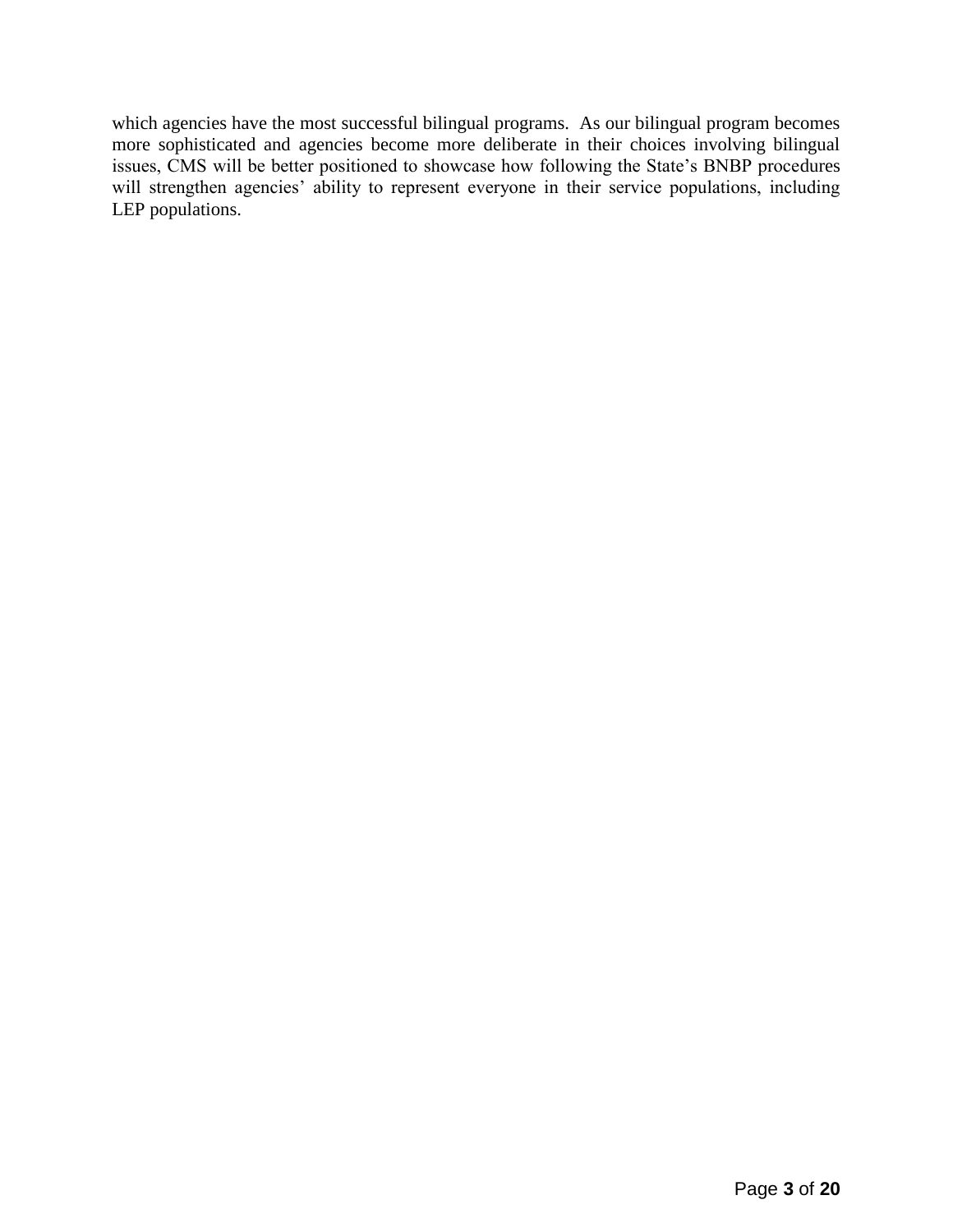which agencies have the most successful bilingual programs. As our bilingual program becomes more sophisticated and agencies become more deliberate in their choices involving bilingual issues, CMS will be better positioned to showcase how following the State's BNBP procedures will strengthen agencies' ability to represent everyone in their service populations, including LEP populations.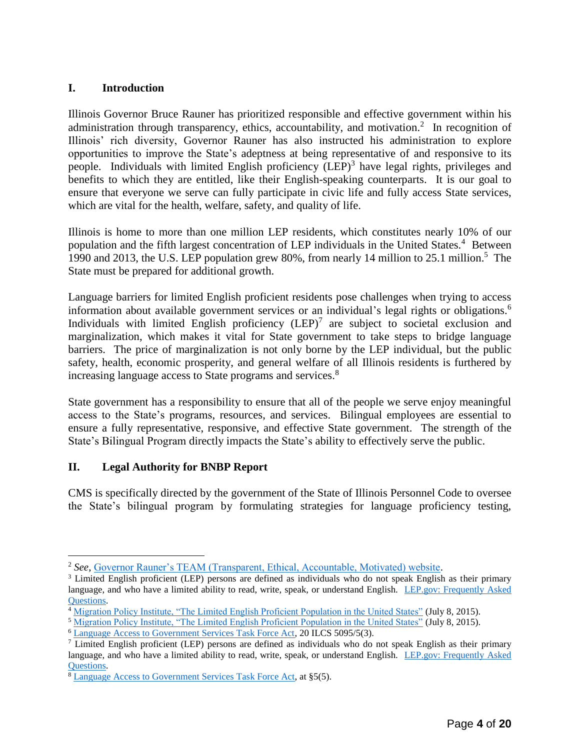## I. Introduction

Illinois Governor Bruce Rauner has prioritized responsible and effective government within his administration through transparency, ethics, accountability, and motivation.[2] In recognition of Illinois' rich diversity, Governor Rauner has also instructed his administration to explore opportunities to improve the State's adeptness at being representative of and responsive to its people. Individuals with limited English proficiency (LEP)[3] have legal rights, privileges and benefits to which they are entitled, like their English-speaking counterparts. It is our goal to ensure that everyone we serve can fully participate in civic life and fully access State services, which are vital for the health, welfare, safety, and quality of life.

Illinois is home to more than one million LEP residents, which constitutes nearly 10% of our population and the fifth largest concentration of LEP individuals in the United States.[4] Between 1990 and 2013, the U.S. LEP population grew 80%, from nearly 14 million to 25.1 million.[5] The State must be prepared for additional growth.

Language barriers for limited English proficient residents pose challenges when trying to access information about available government services or an individual's legal rights or obligations.[6] Individuals with limited English proficiency (LEP)[7] are subject to societal exclusion and marginalization, which makes it vital for State government to take steps to bridge language barriers. The price of marginalization is not only borne by the LEP individual, but the public safety, health, economic prosperity, and general welfare of all Illinois residents is furthered by increasing language access to State programs and services.[8]

State government has a responsibility to ensure that all of the people we serve enjoy meaningful access to the State's programs, resources, and services. Bilingual employees are essential to ensure a fully representative, responsive, and effective State government. The strength of the State's Bilingual Program directly impacts the State's ability to effectively serve the public.

## II. Legal Authority for BNBP Report

CMS is specifically directed by the government of the State of Illinois Personnel Code to oversee the State's bilingual program by formulating strategies for language proficiency testing,

---

[2] *See*, Governor Rauner's TEAM (Transparent, Ethical, Accountable, Motivated) website.

[3] Limited English proficient (LEP) persons are defined as individuals who do not speak English as their primary language, and who have a limited ability to read, write, speak, or understand English. LEP.gov: Frequently Asked Questions.

[4] Migration Policy Institute, "The Limited English Proficient Population in the United States" (July 8, 2015).

[5] Migration Policy Institute, "The Limited English Proficient Population in the United States" (July 8, 2015).

[6] Language Access to Government Services Task Force Act, 20 ILCS 5095/5(3).

[7] Limited English proficient (LEP) persons are defined as individuals who do not speak English as their primary language, and who have a limited ability to read, write, speak, or understand English. LEP.gov: Frequently Asked Questions.

[8] Language Access to Government Services Task Force Act, at §5(5).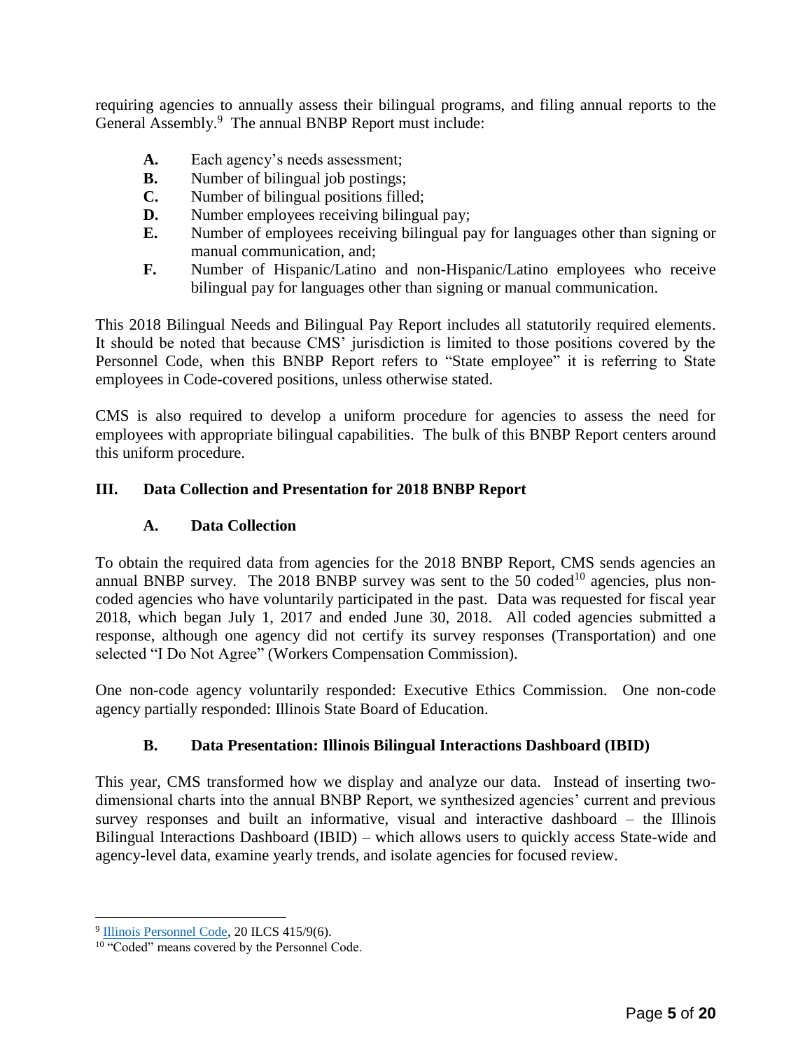requiring agencies to annually assess their bilingual programs, and filing annual reports to the General Assembly.[9] The annual BNBP Report must include:

- **A.** Each agency's needs assessment;
- **B.** Number of bilingual job postings;
- **C.** Number of bilingual positions filled;
- **D.** Number employees receiving bilingual pay;
- **E.** Number of employees receiving bilingual pay for languages other than signing or manual communication, and;
- **F.** Number of Hispanic/Latino and non-Hispanic/Latino employees who receive bilingual pay for languages other than signing or manual communication.

This 2018 Bilingual Needs and Bilingual Pay Report includes all statutorily required elements. It should be noted that because CMS' jurisdiction is limited to those positions covered by the Personnel Code, when this BNBP Report refers to "State employee" it is referring to State employees in Code-covered positions, unless otherwise stated.

CMS is also required to develop a uniform procedure for agencies to assess the need for employees with appropriate bilingual capabilities. The bulk of this BNBP Report centers around this uniform procedure.

## III. Data Collection and Presentation for 2018 BNBP Report

### A. Data Collection

To obtain the required data from agencies for the 2018 BNBP Report, CMS sends agencies an annual BNBP survey. The 2018 BNBP survey was sent to the 50 coded[10] agencies, plus non-coded agencies who have voluntarily participated in the past. Data was requested for fiscal year 2018, which began July 1, 2017 and ended June 30, 2018. All coded agencies submitted a response, although one agency did not certify its survey responses (Transportation) and one selected "I Do Not Agree" (Workers Compensation Commission).

One non-code agency voluntarily responded: Executive Ethics Commission. One non-code agency partially responded: Illinois State Board of Education.

### B. Data Presentation: Illinois Bilingual Interactions Dashboard (IBID)

This year, CMS transformed how we display and analyze our data. Instead of inserting two-dimensional charts into the annual BNBP Report, we synthesized agencies' current and previous survey responses and built an informative, visual and interactive dashboard – the Illinois Bilingual Interactions Dashboard (IBID) – which allows users to quickly access State-wide and agency-level data, examine yearly trends, and isolate agencies for focused review.

---

[9] Illinois Personnel Code, 20 ILCS 415/9(6).

[10] "Coded" means covered by the Personnel Code.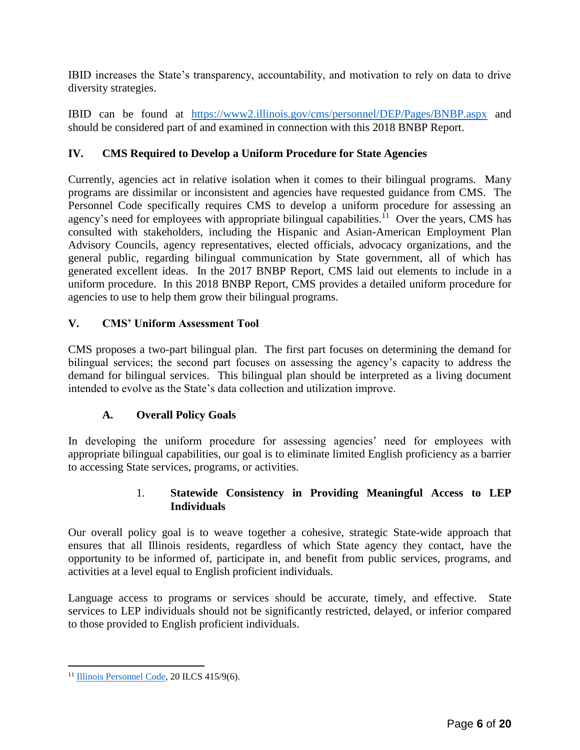IBID increases the State's transparency, accountability, and motivation to rely on data to drive diversity strategies.

IBID can be found at https://www2.illinois.gov/cms/personnel/DEP/Pages/BNBP.aspx and should be considered part of and examined in connection with this 2018 BNBP Report.

## IV. CMS Required to Develop a Uniform Procedure for State Agencies

Currently, agencies act in relative isolation when it comes to their bilingual programs. Many programs are dissimilar or inconsistent and agencies have requested guidance from CMS. The Personnel Code specifically requires CMS to develop a uniform procedure for assessing an agency's need for employees with appropriate bilingual capabilities.[11] Over the years, CMS has consulted with stakeholders, including the Hispanic and Asian-American Employment Plan Advisory Councils, agency representatives, elected officials, advocacy organizations, and the general public, regarding bilingual communication by State government, all of which has generated excellent ideas. In the 2017 BNBP Report, CMS laid out elements to include in a uniform procedure. In this 2018 BNBP Report, CMS provides a detailed uniform procedure for agencies to use to help them grow their bilingual programs.

## V. CMS' Uniform Assessment Tool

CMS proposes a two-part bilingual plan. The first part focuses on determining the demand for bilingual services; the second part focuses on assessing the agency's capacity to address the demand for bilingual services. This bilingual plan should be interpreted as a living document intended to evolve as the State's data collection and utilization improve.

### A. Overall Policy Goals

In developing the uniform procedure for assessing agencies' need for employees with appropriate bilingual capabilities, our goal is to eliminate limited English proficiency as a barrier to accessing State services, programs, or activities.

#### 1. Statewide Consistency in Providing Meaningful Access to LEP Individuals

Our overall policy goal is to weave together a cohesive, strategic State-wide approach that ensures that all Illinois residents, regardless of which State agency they contact, have the opportunity to be informed of, participate in, and benefit from public services, programs, and activities at a level equal to English proficient individuals.

Language access to programs or services should be accurate, timely, and effective. State services to LEP individuals should not be significantly restricted, delayed, or inferior compared to those provided to English proficient individuals.

---

[11] Illinois Personnel Code, 20 ILCS 415/9(6).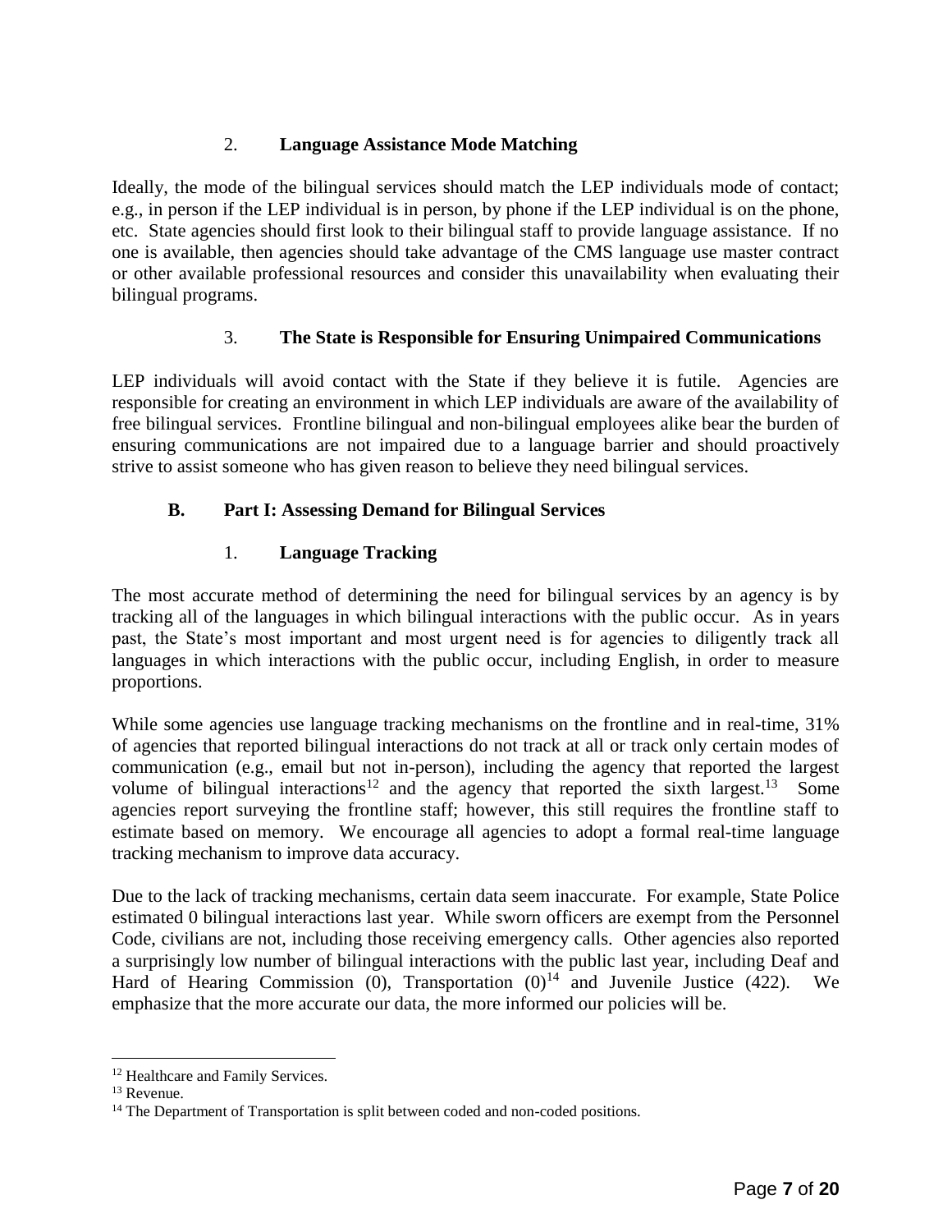### 2. **Language Assistance Mode Matching**

Ideally, the mode of the bilingual services should match the LEP individuals mode of contact; e.g., in person if the LEP individual is in person, by phone if the LEP individual is on the phone, etc. State agencies should first look to their bilingual staff to provide language assistance. If no one is available, then agencies should take advantage of the CMS language use master contract or other available professional resources and consider this unavailability when evaluating their bilingual programs.

### 3. **The State is Responsible for Ensuring Unimpaired Communications**

LEP individuals will avoid contact with the State if they believe it is futile. Agencies are responsible for creating an environment in which LEP individuals are aware of the availability of free bilingual services. Frontline bilingual and non-bilingual employees alike bear the burden of ensuring communications are not impaired due to a language barrier and should proactively strive to assist someone who has given reason to believe they need bilingual services.

## B. **Part I: Assessing Demand for Bilingual Services**

### 1. **Language Tracking**

The most accurate method of determining the need for bilingual services by an agency is by tracking all of the languages in which bilingual interactions with the public occur. As in years past, the State's most important and most urgent need is for agencies to diligently track all languages in which interactions with the public occur, including English, in order to measure proportions.

While some agencies use language tracking mechanisms on the frontline and in real-time, 31% of agencies that reported bilingual interactions do not track at all or track only certain modes of communication (e.g., email but not in-person), including the agency that reported the largest volume of bilingual interactions[12] and the agency that reported the sixth largest.[13] Some agencies report surveying the frontline staff; however, this still requires the frontline staff to estimate based on memory. We encourage all agencies to adopt a formal real-time language tracking mechanism to improve data accuracy.

Due to the lack of tracking mechanisms, certain data seem inaccurate. For example, State Police estimated 0 bilingual interactions last year. While sworn officers are exempt from the Personnel Code, civilians are not, including those receiving emergency calls. Other agencies also reported a surprisingly low number of bilingual interactions with the public last year, including Deaf and Hard of Hearing Commission (0), Transportation (0)[14] and Juvenile Justice (422). We emphasize that the more accurate our data, the more informed our policies will be.

---

[12] Healthcare and Family Services.

[13] Revenue.

[14] The Department of Transportation is split between coded and non-coded positions.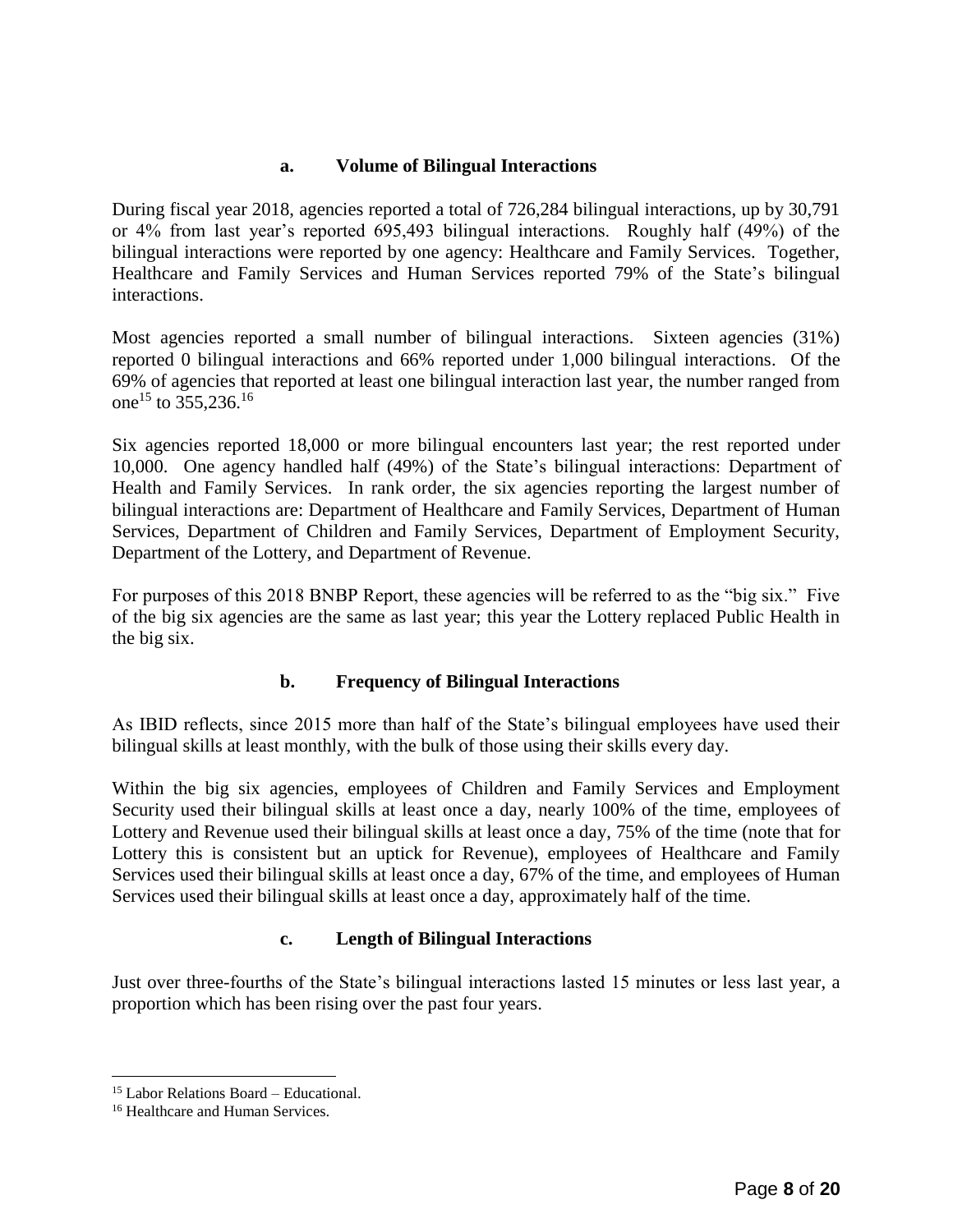### a. Volume of Bilingual Interactions

During fiscal year 2018, agencies reported a total of 726,284 bilingual interactions, up by 30,791 or 4% from last year's reported 695,493 bilingual interactions. Roughly half (49%) of the bilingual interactions were reported by one agency: Healthcare and Family Services. Together, Healthcare and Family Services and Human Services reported 79% of the State's bilingual interactions.

Most agencies reported a small number of bilingual interactions. Sixteen agencies (31%) reported 0 bilingual interactions and 66% reported under 1,000 bilingual interactions. Of the 69% of agencies that reported at least one bilingual interaction last year, the number ranged from one[15] to 355,236.[16]

Six agencies reported 18,000 or more bilingual encounters last year; the rest reported under 10,000. One agency handled half (49%) of the State's bilingual interactions: Department of Health and Family Services. In rank order, the six agencies reporting the largest number of bilingual interactions are: Department of Healthcare and Family Services, Department of Human Services, Department of Children and Family Services, Department of Employment Security, Department of the Lottery, and Department of Revenue.

For purposes of this 2018 BNBP Report, these agencies will be referred to as the "big six." Five of the big six agencies are the same as last year; this year the Lottery replaced Public Health in the big six.

### b. Frequency of Bilingual Interactions

As IBID reflects, since 2015 more than half of the State's bilingual employees have used their bilingual skills at least monthly, with the bulk of those using their skills every day.

Within the big six agencies, employees of Children and Family Services and Employment Security used their bilingual skills at least once a day, nearly 100% of the time, employees of Lottery and Revenue used their bilingual skills at least once a day, 75% of the time (note that for Lottery this is consistent but an uptick for Revenue), employees of Healthcare and Family Services used their bilingual skills at least once a day, 67% of the time, and employees of Human Services used their bilingual skills at least once a day, approximately half of the time.

### c. Length of Bilingual Interactions

Just over three-fourths of the State's bilingual interactions lasted 15 minutes or less last year, a proportion which has been rising over the past four years.

---

[15] Labor Relations Board – Educational.

[16] Healthcare and Human Services.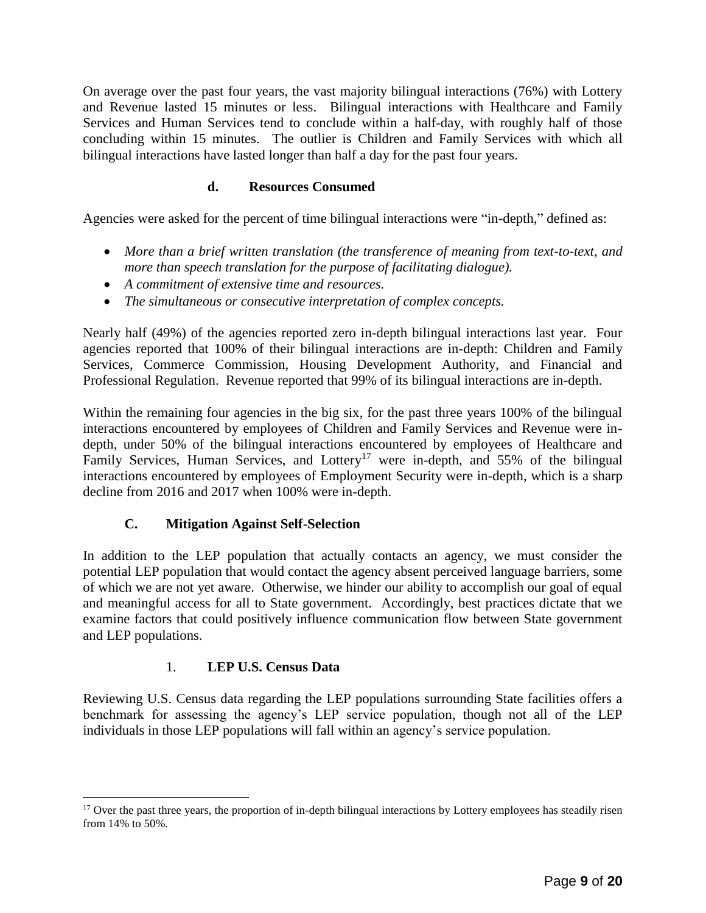On average over the past four years, the vast majority bilingual interactions (76%) with Lottery and Revenue lasted 15 minutes or less. Bilingual interactions with Healthcare and Family Services and Human Services tend to conclude within a half-day, with roughly half of those concluding within 15 minutes. The outlier is Children and Family Services with which all bilingual interactions have lasted longer than half a day for the past four years.

#### d. Resources Consumed

Agencies were asked for the percent of time bilingual interactions were "in-depth," defined as:

- *More than a brief written translation (the transference of meaning from text-to-text, and more than speech translation for the purpose of facilitating dialogue).*
- *A commitment of extensive time and resources.*
- *The simultaneous or consecutive interpretation of complex concepts.*

Nearly half (49%) of the agencies reported zero in-depth bilingual interactions last year. Four agencies reported that 100% of their bilingual interactions are in-depth: Children and Family Services, Commerce Commission, Housing Development Authority, and Financial and Professional Regulation. Revenue reported that 99% of its bilingual interactions are in-depth.

Within the remaining four agencies in the big six, for the past three years 100% of the bilingual interactions encountered by employees of Children and Family Services and Revenue were in-depth, under 50% of the bilingual interactions encountered by employees of Healthcare and Family Services, Human Services, and Lottery[17] were in-depth, and 55% of the bilingual interactions encountered by employees of Employment Security were in-depth, which is a sharp decline from 2016 and 2017 when 100% were in-depth.

## C. Mitigation Against Self-Selection

In addition to the LEP population that actually contacts an agency, we must consider the potential LEP population that would contact the agency absent perceived language barriers, some of which we are not yet aware. Otherwise, we hinder our ability to accomplish our goal of equal and meaningful access for all to State government. Accordingly, best practices dictate that we examine factors that could positively influence communication flow between State government and LEP populations.

### 1. LEP U.S. Census Data

Reviewing U.S. Census data regarding the LEP populations surrounding State facilities offers a benchmark for assessing the agency's LEP service population, though not all of the LEP individuals in those LEP populations will fall within an agency's service population.

[17] Over the past three years, the proportion of in-depth bilingual interactions by Lottery employees has steadily risen from 14% to 50%.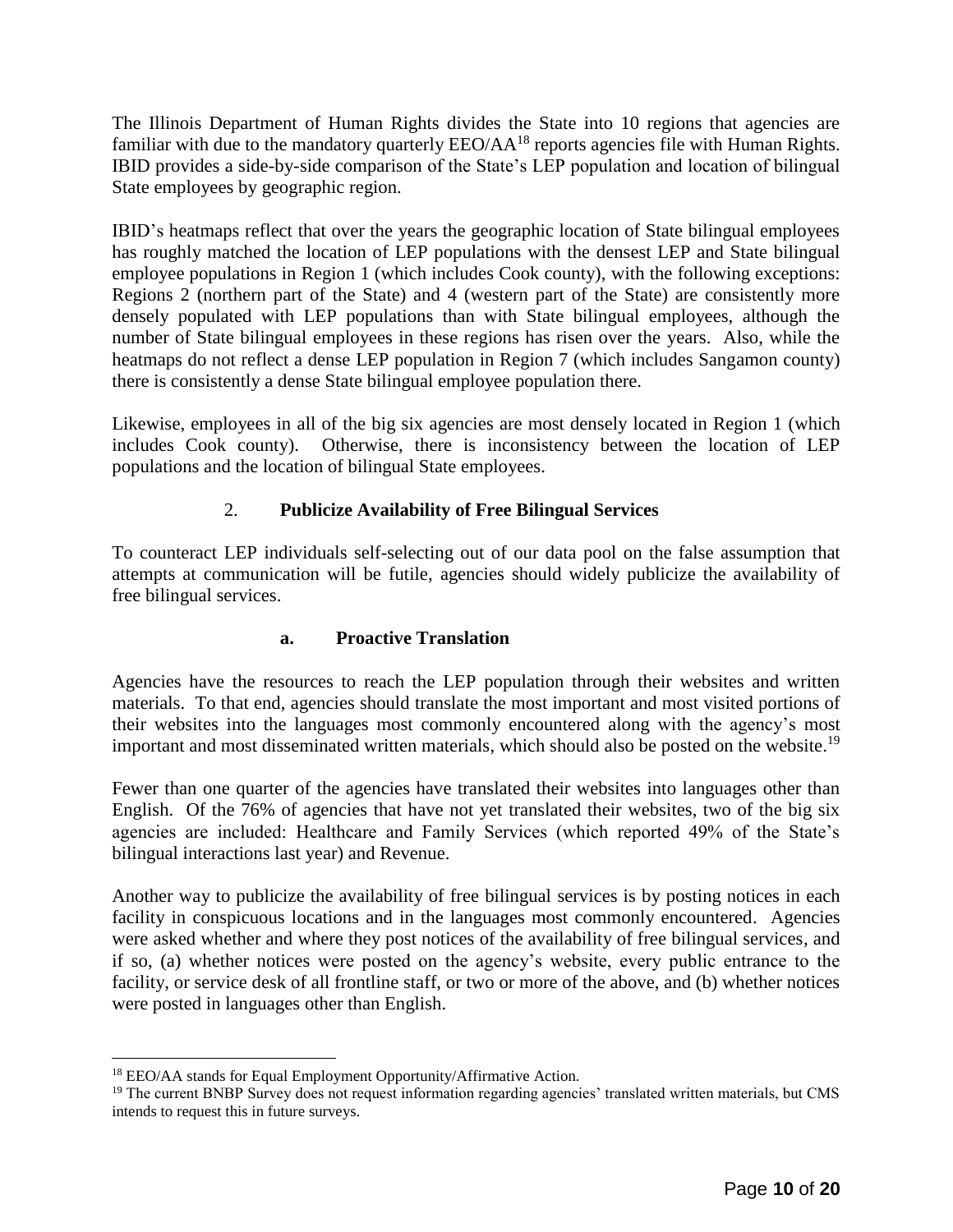The Illinois Department of Human Rights divides the State into 10 regions that agencies are familiar with due to the mandatory quarterly EEO/AA[18] reports agencies file with Human Rights. IBID provides a side-by-side comparison of the State's LEP population and location of bilingual State employees by geographic region.

IBID's heatmaps reflect that over the years the geographic location of State bilingual employees has roughly matched the location of LEP populations with the densest LEP and State bilingual employee populations in Region 1 (which includes Cook county), with the following exceptions: Regions 2 (northern part of the State) and 4 (western part of the State) are consistently more densely populated with LEP populations than with State bilingual employees, although the number of State bilingual employees in these regions has risen over the years. Also, while the heatmaps do not reflect a dense LEP population in Region 7 (which includes Sangamon county) there is consistently a dense State bilingual employee population there.

Likewise, employees in all of the big six agencies are most densely located in Region 1 (which includes Cook county). Otherwise, there is inconsistency between the location of LEP populations and the location of bilingual State employees.

### 2. Publicize Availability of Free Bilingual Services

To counteract LEP individuals self-selecting out of our data pool on the false assumption that attempts at communication will be futile, agencies should widely publicize the availability of free bilingual services.

#### a. Proactive Translation

Agencies have the resources to reach the LEP population through their websites and written materials. To that end, agencies should translate the most important and most visited portions of their websites into the languages most commonly encountered along with the agency's most important and most disseminated written materials, which should also be posted on the website.[19]

Fewer than one quarter of the agencies have translated their websites into languages other than English. Of the 76% of agencies that have not yet translated their websites, two of the big six agencies are included: Healthcare and Family Services (which reported 49% of the State's bilingual interactions last year) and Revenue.

Another way to publicize the availability of free bilingual services is by posting notices in each facility in conspicuous locations and in the languages most commonly encountered. Agencies were asked whether and where they post notices of the availability of free bilingual services, and if so, (a) whether notices were posted on the agency's website, every public entrance to the facility, or service desk of all frontline staff, or two or more of the above, and (b) whether notices were posted in languages other than English.

---

[18] EEO/AA stands for Equal Employment Opportunity/Affirmative Action.

[19] The current BNBP Survey does not request information regarding agencies' translated written materials, but CMS intends to request this in future surveys.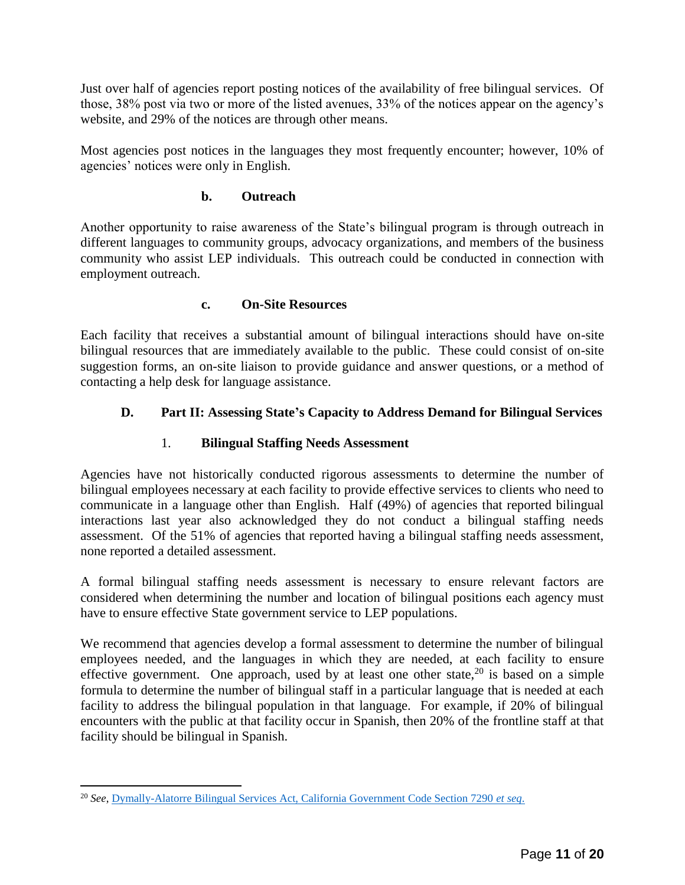Just over half of agencies report posting notices of the availability of free bilingual services. Of those, 38% post via two or more of the listed avenues, 33% of the notices appear on the agency's website, and 29% of the notices are through other means.

Most agencies post notices in the languages they most frequently encounter; however, 10% of agencies' notices were only in English.

#### b. Outreach

Another opportunity to raise awareness of the State's bilingual program is through outreach in different languages to community groups, advocacy organizations, and members of the business community who assist LEP individuals. This outreach could be conducted in connection with employment outreach.

#### c. On-Site Resources

Each facility that receives a substantial amount of bilingual interactions should have on-site bilingual resources that are immediately available to the public. These could consist of on-site suggestion forms, an on-site liaison to provide guidance and answer questions, or a method of contacting a help desk for language assistance.

## D. Part II: Assessing State's Capacity to Address Demand for Bilingual Services

### 1. Bilingual Staffing Needs Assessment

Agencies have not historically conducted rigorous assessments to determine the number of bilingual employees necessary at each facility to provide effective services to clients who need to communicate in a language other than English. Half (49%) of agencies that reported bilingual interactions last year also acknowledged they do not conduct a bilingual staffing needs assessment. Of the 51% of agencies that reported having a bilingual staffing needs assessment, none reported a detailed assessment.

A formal bilingual staffing needs assessment is necessary to ensure relevant factors are considered when determining the number and location of bilingual positions each agency must have to ensure effective State government service to LEP populations.

We recommend that agencies develop a formal assessment to determine the number of bilingual employees needed, and the languages in which they are needed, at each facility to ensure effective government. One approach, used by at least one other state,[20] is based on a simple formula to determine the number of bilingual staff in a particular language that is needed at each facility to address the bilingual population in that language. For example, if 20% of bilingual encounters with the public at that facility occur in Spanish, then 20% of the frontline staff at that facility should be bilingual in Spanish.

---

[20] *See*, Dymally-Alatorre Bilingual Services Act, California Government Code Section 7290 *et seq.*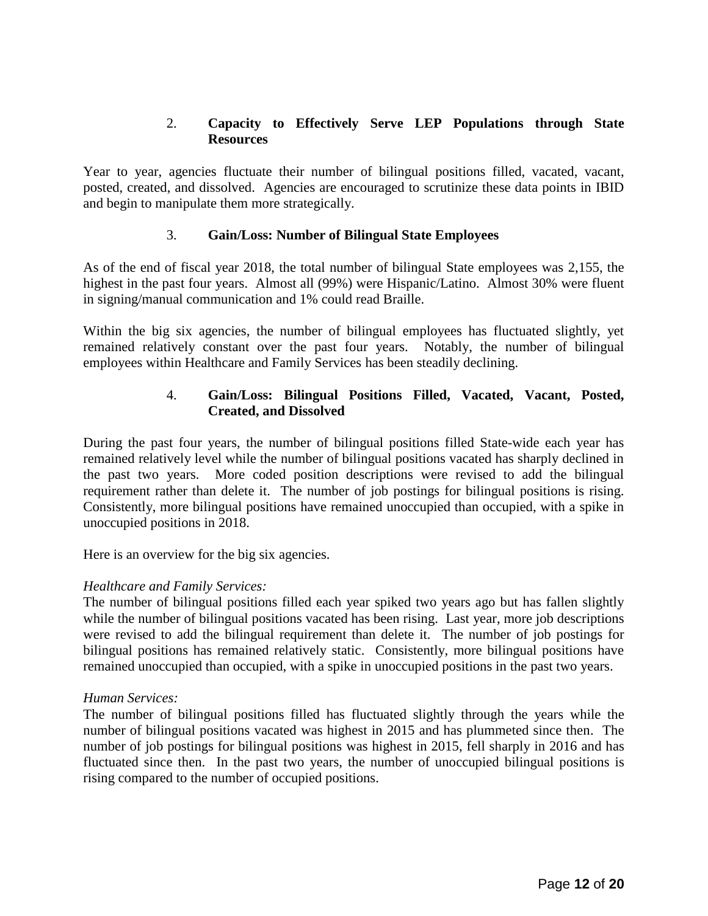### 2. Capacity to Effectively Serve LEP Populations through State Resources

Year to year, agencies fluctuate their number of bilingual positions filled, vacated, vacant, posted, created, and dissolved. Agencies are encouraged to scrutinize these data points in IBID and begin to manipulate them more strategically.

### 3. Gain/Loss: Number of Bilingual State Employees

As of the end of fiscal year 2018, the total number of bilingual State employees was 2,155, the highest in the past four years. Almost all (99%) were Hispanic/Latino. Almost 30% were fluent in signing/manual communication and 1% could read Braille.

Within the big six agencies, the number of bilingual employees has fluctuated slightly, yet remained relatively constant over the past four years. Notably, the number of bilingual employees within Healthcare and Family Services has been steadily declining.

### 4. Gain/Loss: Bilingual Positions Filled, Vacated, Vacant, Posted, Created, and Dissolved

During the past four years, the number of bilingual positions filled State-wide each year has remained relatively level while the number of bilingual positions vacated has sharply declined in the past two years. More coded position descriptions were revised to add the bilingual requirement rather than delete it. The number of job postings for bilingual positions is rising. Consistently, more bilingual positions have remained unoccupied than occupied, with a spike in unoccupied positions in 2018.

Here is an overview for the big six agencies.

*Healthcare and Family Services:*
The number of bilingual positions filled each year spiked two years ago but has fallen slightly while the number of bilingual positions vacated has been rising. Last year, more job descriptions were revised to add the bilingual requirement than delete it. The number of job postings for bilingual positions has remained relatively static. Consistently, more bilingual positions have remained unoccupied than occupied, with a spike in unoccupied positions in the past two years.

*Human Services:*
The number of bilingual positions filled has fluctuated slightly through the years while the number of bilingual positions vacated was highest in 2015 and has plummeted since then. The number of job postings for bilingual positions was highest in 2015, fell sharply in 2016 and has fluctuated since then. In the past two years, the number of unoccupied bilingual positions is rising compared to the number of occupied positions.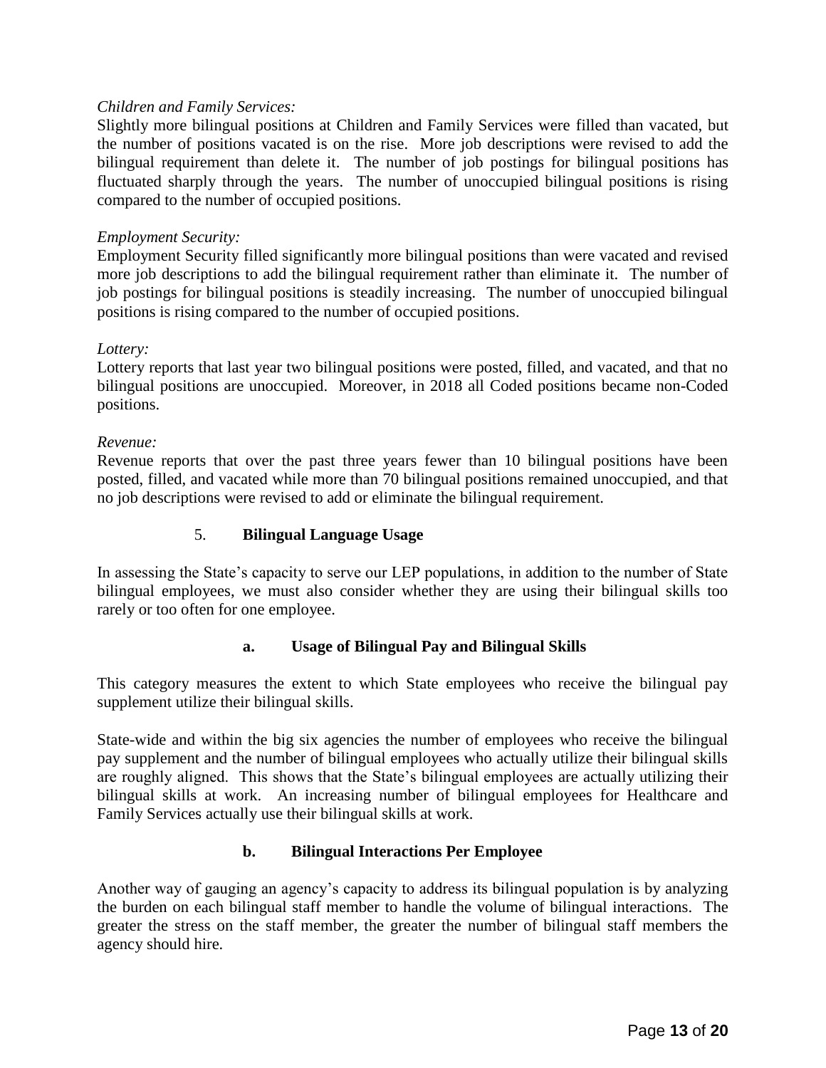*Children and Family Services:*
Slightly more bilingual positions at Children and Family Services were filled than vacated, but the number of positions vacated is on the rise. More job descriptions were revised to add the bilingual requirement than delete it. The number of job postings for bilingual positions has fluctuated sharply through the years. The number of unoccupied bilingual positions is rising compared to the number of occupied positions.

*Employment Security:*
Employment Security filled significantly more bilingual positions than were vacated and revised more job descriptions to add the bilingual requirement rather than eliminate it. The number of job postings for bilingual positions is steadily increasing. The number of unoccupied bilingual positions is rising compared to the number of occupied positions.

*Lottery:*
Lottery reports that last year two bilingual positions were posted, filled, and vacated, and that no bilingual positions are unoccupied. Moreover, in 2018 all Coded positions became non-Coded positions.

*Revenue:*
Revenue reports that over the past three years fewer than 10 bilingual positions have been posted, filled, and vacated while more than 70 bilingual positions remained unoccupied, and that no job descriptions were revised to add or eliminate the bilingual requirement.

## 5. Bilingual Language Usage

In assessing the State's capacity to serve our LEP populations, in addition to the number of State bilingual employees, we must also consider whether they are using their bilingual skills too rarely or too often for one employee.

### a. Usage of Bilingual Pay and Bilingual Skills

This category measures the extent to which State employees who receive the bilingual pay supplement utilize their bilingual skills.

State-wide and within the big six agencies the number of employees who receive the bilingual pay supplement and the number of bilingual employees who actually utilize their bilingual skills are roughly aligned. This shows that the State's bilingual employees are actually utilizing their bilingual skills at work. An increasing number of bilingual employees for Healthcare and Family Services actually use their bilingual skills at work.

### b. Bilingual Interactions Per Employee

Another way of gauging an agency's capacity to address its bilingual population is by analyzing the burden on each bilingual staff member to handle the volume of bilingual interactions. The greater the stress on the staff member, the greater the number of bilingual staff members the agency should hire.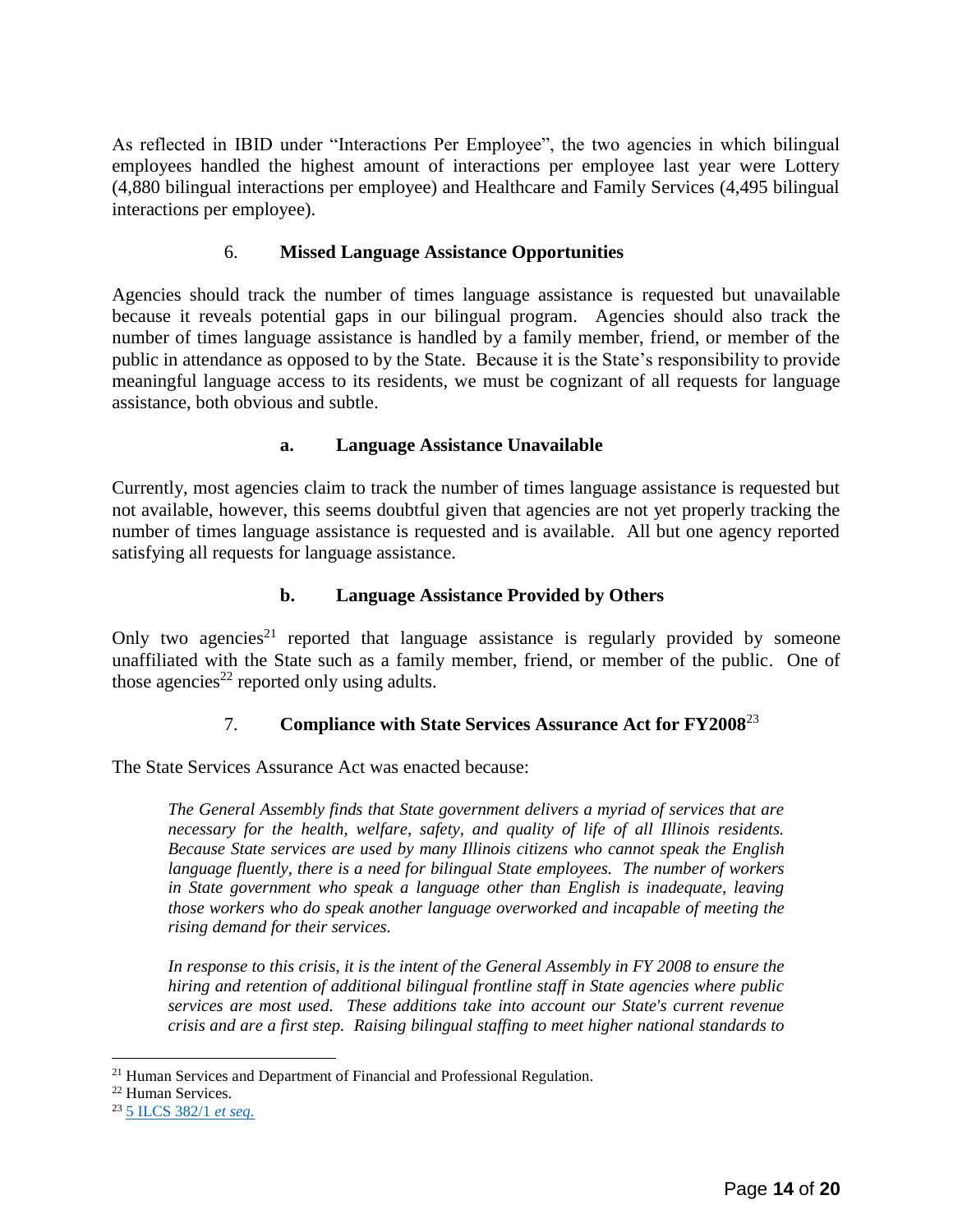As reflected in IBID under "Interactions Per Employee", the two agencies in which bilingual employees handled the highest amount of interactions per employee last year were Lottery (4,880 bilingual interactions per employee) and Healthcare and Family Services (4,495 bilingual interactions per employee).

### 6. **Missed Language Assistance Opportunities**

Agencies should track the number of times language assistance is requested but unavailable because it reveals potential gaps in our bilingual program. Agencies should also track the number of times language assistance is handled by a family member, friend, or member of the public in attendance as opposed to by the State. Because it is the State's responsibility to provide meaningful language access to its residents, we must be cognizant of all requests for language assistance, both obvious and subtle.

#### a. **Language Assistance Unavailable**

Currently, most agencies claim to track the number of times language assistance is requested but not available, however, this seems doubtful given that agencies are not yet properly tracking the number of times language assistance is requested and is available. All but one agency reported satisfying all requests for language assistance.

#### b. **Language Assistance Provided by Others**

Only two agencies[21] reported that language assistance is regularly provided by someone unaffiliated with the State such as a family member, friend, or member of the public. One of those agencies[22] reported only using adults.

### 7. **Compliance with State Services Assurance Act for FY2008**[23]

The State Services Assurance Act was enacted because:

> *The General Assembly finds that State government delivers a myriad of services that are necessary for the health, welfare, safety, and quality of life of all Illinois residents. Because State services are used by many Illinois citizens who cannot speak the English language fluently, there is a need for bilingual State employees. The number of workers in State government who speak a language other than English is inadequate, leaving those workers who do speak another language overworked and incapable of meeting the rising demand for their services.*
>
> *In response to this crisis, it is the intent of the General Assembly in FY 2008 to ensure the hiring and retention of additional bilingual frontline staff in State agencies where public services are most used. These additions take into account our State's current revenue crisis and are a first step. Raising bilingual staffing to meet higher national standards to*

---

[21] Human Services and Department of Financial and Professional Regulation.

[22] Human Services.

[23] 5 ILCS 382/1 *et seq.*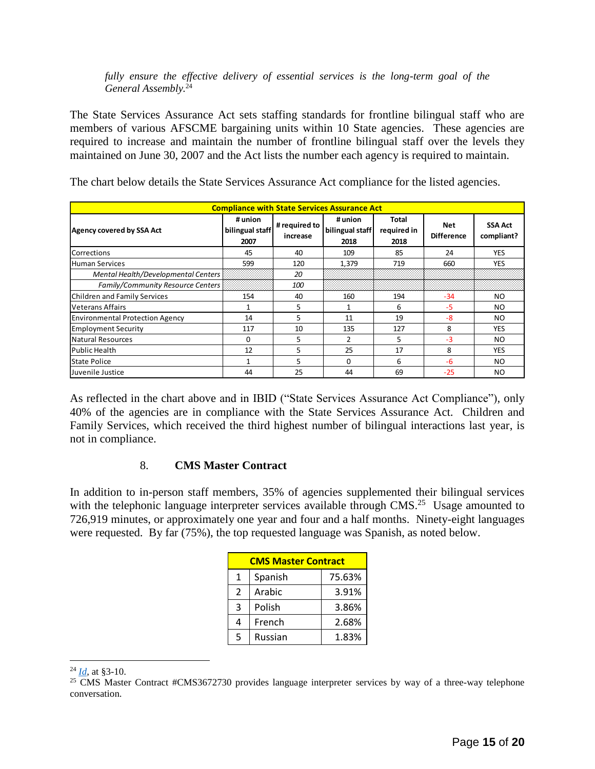*fully ensure the effective delivery of essential services is the long-term goal of the General Assembly.*[24]

The State Services Assurance Act sets staffing standards for frontline bilingual staff who are members of various AFSCME bargaining units within 10 State agencies. These agencies are required to increase and maintain the number of frontline bilingual staff over the levels they maintained on June 30, 2007 and the Act lists the number each agency is required to maintain.

The chart below details the State Services Assurance Act compliance for the listed agencies.

| Compliance with State Services Assurance Act | | | | | | |
|---|---|---|---|---|---|---|
| Agency covered by SSA Act | # union bilingual staff 2007 | # required to increase | # union bilingual staff 2018 | Total required in 2018 | Net Difference | SSA Act compliant? |
| Corrections | 45 | 40 | 109 | 85 | 24 | YES |
| Human Services | 599 | 120 | 1,379 | 719 | 660 | YES |
| *Mental Health/Developmental Centers* | | *20* | | | | |
| *Family/Community Resource Centers* | | *100* | | | | |
| Children and Family Services | 154 | 40 | 160 | 194 | -34 | NO |
| Veterans Affairs | 1 | 5 | 1 | 6 | -5 | NO |
| Environmental Protection Agency | 14 | 5 | 11 | 19 | -8 | NO |
| Employment Security | 117 | 10 | 135 | 127 | 8 | YES |
| Natural Resources | 0 | 5 | 2 | 5 | -3 | NO |
| Public Health | 12 | 5 | 25 | 17 | 8 | YES |
| State Police | 1 | 5 | 0 | 6 | -6 | NO |
| Juvenile Justice | 44 | 25 | 44 | 69 | -25 | NO |

As reflected in the chart above and in IBID ("State Services Assurance Act Compliance"), only 40% of the agencies are in compliance with the State Services Assurance Act. Children and Family Services, which received the third highest number of bilingual interactions last year, is not in compliance.

### 8. CMS Master Contract

In addition to in-person staff members, 35% of agencies supplemented their bilingual services with the telephonic language interpreter services available through CMS.[25] Usage amounted to 726,919 minutes, or approximately one year and four and a half months. Ninety-eight languages were requested. By far (75%), the top requested language was Spanish, as noted below.

| CMS Master Contract | | |
|---|---|---|
| 1 | Spanish | 75.63% |
| 2 | Arabic | 3.91% |
| 3 | Polish | 3.86% |
| 4 | French | 2.68% |
| 5 | Russian | 1.83% |

---

[24] *Id*, at §3-10.

[25] CMS Master Contract #CMS3672730 provides language interpreter services by way of a three-way telephone conversation.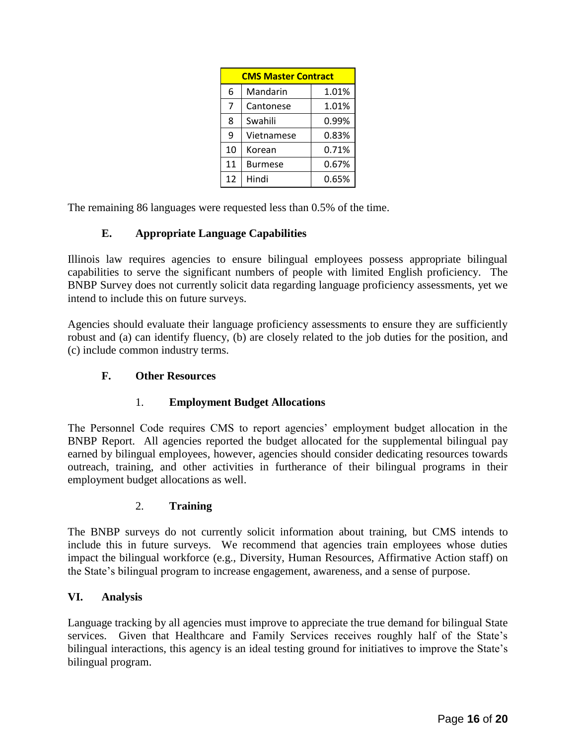| CMS Master Contract | | |
|---|---|---|
| 6 | Mandarin | 1.01% |
| 7 | Cantonese | 1.01% |
| 8 | Swahili | 0.99% |
| 9 | Vietnamese | 0.83% |
| 10 | Korean | 0.71% |
| 11 | Burmese | 0.67% |
| 12 | Hindi | 0.65% |

The remaining 86 languages were requested less than 0.5% of the time.

### E. Appropriate Language Capabilities

Illinois law requires agencies to ensure bilingual employees possess appropriate bilingual capabilities to serve the significant numbers of people with limited English proficiency. The BNBP Survey does not currently solicit data regarding language proficiency assessments, yet we intend to include this on future surveys.

Agencies should evaluate their language proficiency assessments to ensure they are sufficiently robust and (a) can identify fluency, (b) are closely related to the job duties for the position, and (c) include common industry terms.

### F. Other Resources

#### 1. Employment Budget Allocations

The Personnel Code requires CMS to report agencies' employment budget allocation in the BNBP Report. All agencies reported the budget allocated for the supplemental bilingual pay earned by bilingual employees, however, agencies should consider dedicating resources towards outreach, training, and other activities in furtherance of their bilingual programs in their employment budget allocations as well.

#### 2. Training

The BNBP surveys do not currently solicit information about training, but CMS intends to include this in future surveys. We recommend that agencies train employees whose duties impact the bilingual workforce (e.g., Diversity, Human Resources, Affirmative Action staff) on the State's bilingual program to increase engagement, awareness, and a sense of purpose.

## VI. Analysis

Language tracking by all agencies must improve to appreciate the true demand for bilingual State services. Given that Healthcare and Family Services receives roughly half of the State's bilingual interactions, this agency is an ideal testing ground for initiatives to improve the State's bilingual program.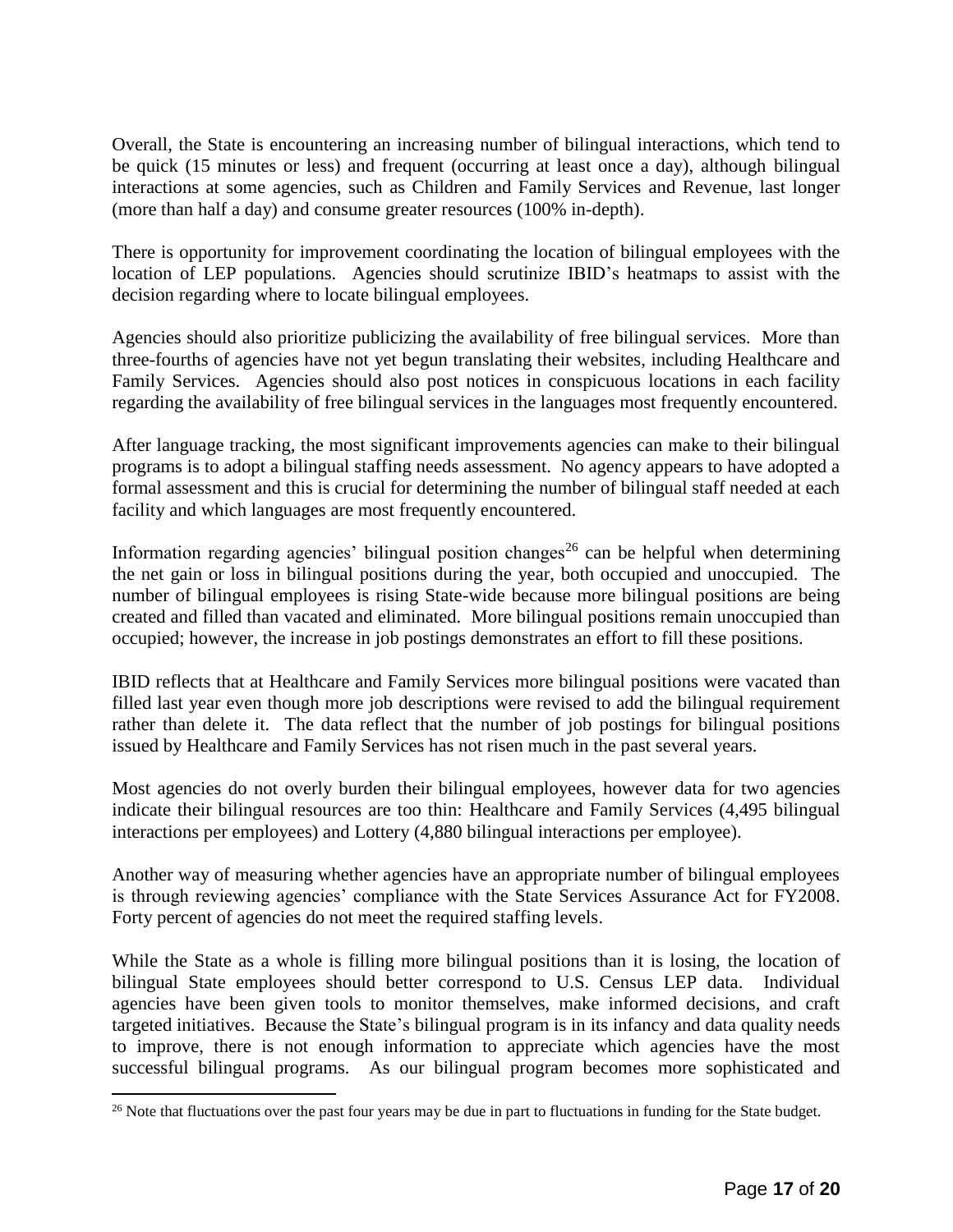Overall, the State is encountering an increasing number of bilingual interactions, which tend to be quick (15 minutes or less) and frequent (occurring at least once a day), although bilingual interactions at some agencies, such as Children and Family Services and Revenue, last longer (more than half a day) and consume greater resources (100% in-depth).

There is opportunity for improvement coordinating the location of bilingual employees with the location of LEP populations. Agencies should scrutinize IBID's heatmaps to assist with the decision regarding where to locate bilingual employees.

Agencies should also prioritize publicizing the availability of free bilingual services. More than three-fourths of agencies have not yet begun translating their websites, including Healthcare and Family Services. Agencies should also post notices in conspicuous locations in each facility regarding the availability of free bilingual services in the languages most frequently encountered.

After language tracking, the most significant improvements agencies can make to their bilingual programs is to adopt a bilingual staffing needs assessment. No agency appears to have adopted a formal assessment and this is crucial for determining the number of bilingual staff needed at each facility and which languages are most frequently encountered.

Information regarding agencies' bilingual position changes[26] can be helpful when determining the net gain or loss in bilingual positions during the year, both occupied and unoccupied. The number of bilingual employees is rising State-wide because more bilingual positions are being created and filled than vacated and eliminated. More bilingual positions remain unoccupied than occupied; however, the increase in job postings demonstrates an effort to fill these positions.

IBID reflects that at Healthcare and Family Services more bilingual positions were vacated than filled last year even though more job descriptions were revised to add the bilingual requirement rather than delete it. The data reflect that the number of job postings for bilingual positions issued by Healthcare and Family Services has not risen much in the past several years.

Most agencies do not overly burden their bilingual employees, however data for two agencies indicate their bilingual resources are too thin: Healthcare and Family Services (4,495 bilingual interactions per employees) and Lottery (4,880 bilingual interactions per employee).

Another way of measuring whether agencies have an appropriate number of bilingual employees is through reviewing agencies' compliance with the State Services Assurance Act for FY2008. Forty percent of agencies do not meet the required staffing levels.

While the State as a whole is filling more bilingual positions than it is losing, the location of bilingual State employees should better correspond to U.S. Census LEP data. Individual agencies have been given tools to monitor themselves, make informed decisions, and craft targeted initiatives. Because the State's bilingual program is in its infancy and data quality needs to improve, there is not enough information to appreciate which agencies have the most successful bilingual programs. As our bilingual program becomes more sophisticated and

[26] Note that fluctuations over the past four years may be due in part to fluctuations in funding for the State budget.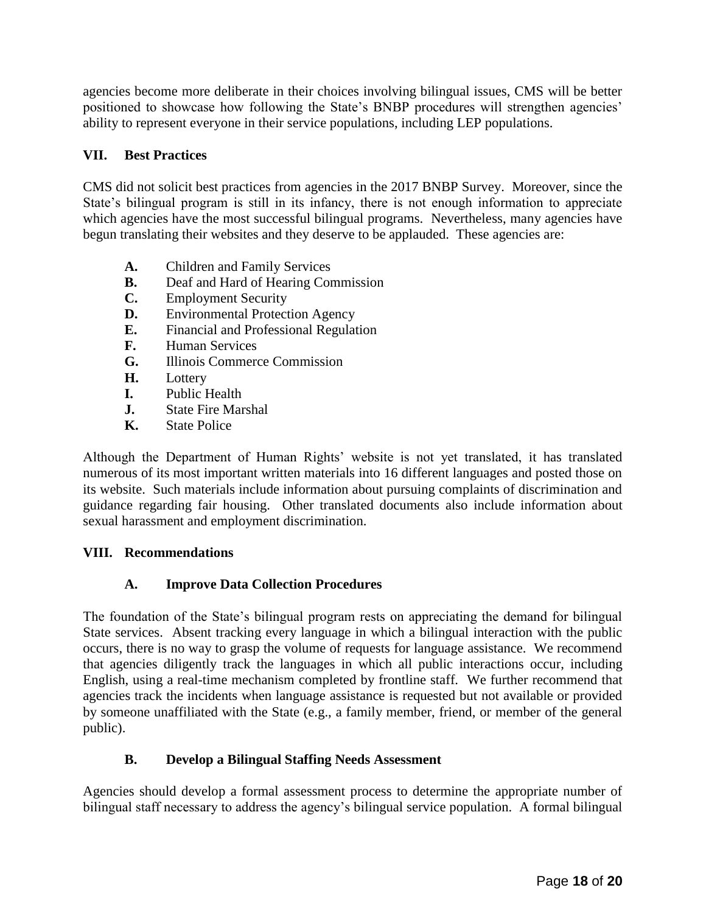agencies become more deliberate in their choices involving bilingual issues, CMS will be better positioned to showcase how following the State's BNBP procedures will strengthen agencies' ability to represent everyone in their service populations, including LEP populations.

## VII. Best Practices

CMS did not solicit best practices from agencies in the 2017 BNBP Survey. Moreover, since the State's bilingual program is still in its infancy, there is not enough information to appreciate which agencies have the most successful bilingual programs. Nevertheless, many agencies have begun translating their websites and they deserve to be applauded. These agencies are:

- **A.** Children and Family Services
- **B.** Deaf and Hard of Hearing Commission
- **C.** Employment Security
- **D.** Environmental Protection Agency
- **E.** Financial and Professional Regulation
- **F.** Human Services
- **G.** Illinois Commerce Commission
- **H.** Lottery
- **I.** Public Health
- **J.** State Fire Marshal
- **K.** State Police

Although the Department of Human Rights' website is not yet translated, it has translated numerous of its most important written materials into 16 different languages and posted those on its website. Such materials include information about pursuing complaints of discrimination and guidance regarding fair housing. Other translated documents also include information about sexual harassment and employment discrimination.

## VIII. Recommendations

### A. Improve Data Collection Procedures

The foundation of the State's bilingual program rests on appreciating the demand for bilingual State services. Absent tracking every language in which a bilingual interaction with the public occurs, there is no way to grasp the volume of requests for language assistance. We recommend that agencies diligently track the languages in which all public interactions occur, including English, using a real-time mechanism completed by frontline staff. We further recommend that agencies track the incidents when language assistance is requested but not available or provided by someone unaffiliated with the State (e.g., a family member, friend, or member of the general public).

### B. Develop a Bilingual Staffing Needs Assessment

Agencies should develop a formal assessment process to determine the appropriate number of bilingual staff necessary to address the agency's bilingual service population. A formal bilingual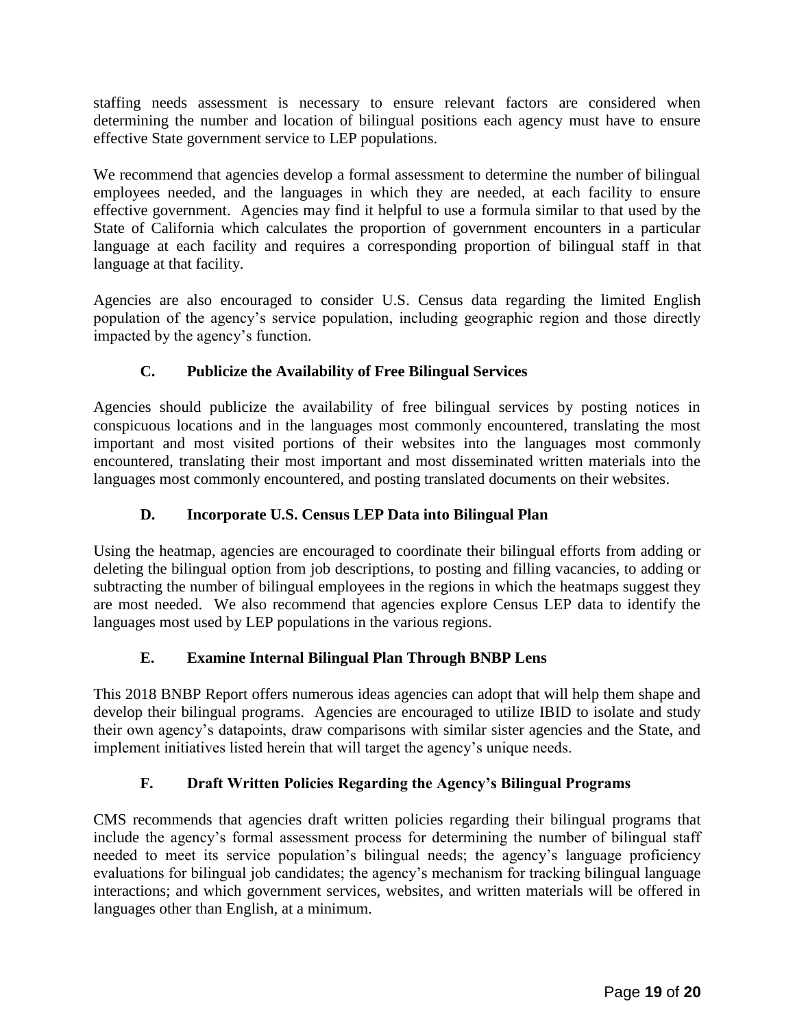staffing needs assessment is necessary to ensure relevant factors are considered when determining the number and location of bilingual positions each agency must have to ensure effective State government service to LEP populations.

We recommend that agencies develop a formal assessment to determine the number of bilingual employees needed, and the languages in which they are needed, at each facility to ensure effective government. Agencies may find it helpful to use a formula similar to that used by the State of California which calculates the proportion of government encounters in a particular language at each facility and requires a corresponding proportion of bilingual staff in that language at that facility.

Agencies are also encouraged to consider U.S. Census data regarding the limited English population of the agency's service population, including geographic region and those directly impacted by the agency's function.

### C. Publicize the Availability of Free Bilingual Services

Agencies should publicize the availability of free bilingual services by posting notices in conspicuous locations and in the languages most commonly encountered, translating the most important and most visited portions of their websites into the languages most commonly encountered, translating their most important and most disseminated written materials into the languages most commonly encountered, and posting translated documents on their websites.

### D. Incorporate U.S. Census LEP Data into Bilingual Plan

Using the heatmap, agencies are encouraged to coordinate their bilingual efforts from adding or deleting the bilingual option from job descriptions, to posting and filling vacancies, to adding or subtracting the number of bilingual employees in the regions in which the heatmaps suggest they are most needed. We also recommend that agencies explore Census LEP data to identify the languages most used by LEP populations in the various regions.

### E. Examine Internal Bilingual Plan Through BNBP Lens

This 2018 BNBP Report offers numerous ideas agencies can adopt that will help them shape and develop their bilingual programs. Agencies are encouraged to utilize IBID to isolate and study their own agency's datapoints, draw comparisons with similar sister agencies and the State, and implement initiatives listed herein that will target the agency's unique needs.

### F. Draft Written Policies Regarding the Agency's Bilingual Programs

CMS recommends that agencies draft written policies regarding their bilingual programs that include the agency's formal assessment process for determining the number of bilingual staff needed to meet its service population's bilingual needs; the agency's language proficiency evaluations for bilingual job candidates; the agency's mechanism for tracking bilingual language interactions; and which government services, websites, and written materials will be offered in languages other than English, at a minimum.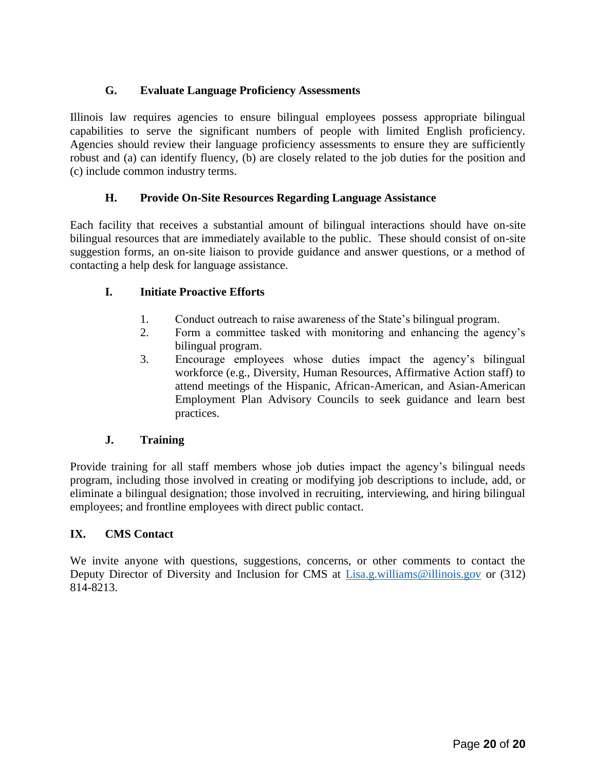### G. Evaluate Language Proficiency Assessments

Illinois law requires agencies to ensure bilingual employees possess appropriate bilingual capabilities to serve the significant numbers of people with limited English proficiency. Agencies should review their language proficiency assessments to ensure they are sufficiently robust and (a) can identify fluency, (b) are closely related to the job duties for the position and (c) include common industry terms.

### H. Provide On-Site Resources Regarding Language Assistance

Each facility that receives a substantial amount of bilingual interactions should have on-site bilingual resources that are immediately available to the public. These should consist of on-site suggestion forms, an on-site liaison to provide guidance and answer questions, or a method of contacting a help desk for language assistance.

### I. Initiate Proactive Efforts

1. Conduct outreach to raise awareness of the State's bilingual program.
2. Form a committee tasked with monitoring and enhancing the agency's bilingual program.
3. Encourage employees whose duties impact the agency's bilingual workforce (e.g., Diversity, Human Resources, Affirmative Action staff) to attend meetings of the Hispanic, African-American, and Asian-American Employment Plan Advisory Councils to seek guidance and learn best practices.

### J. Training

Provide training for all staff members whose job duties impact the agency's bilingual needs program, including those involved in creating or modifying job descriptions to include, add, or eliminate a bilingual designation; those involved in recruiting, interviewing, and hiring bilingual employees; and frontline employees with direct public contact.

## IX. CMS Contact

We invite anyone with questions, suggestions, concerns, or other comments to contact the Deputy Director of Diversity and Inclusion for CMS at Lisa.g.williams@illinois.gov or (312) 814-8213.